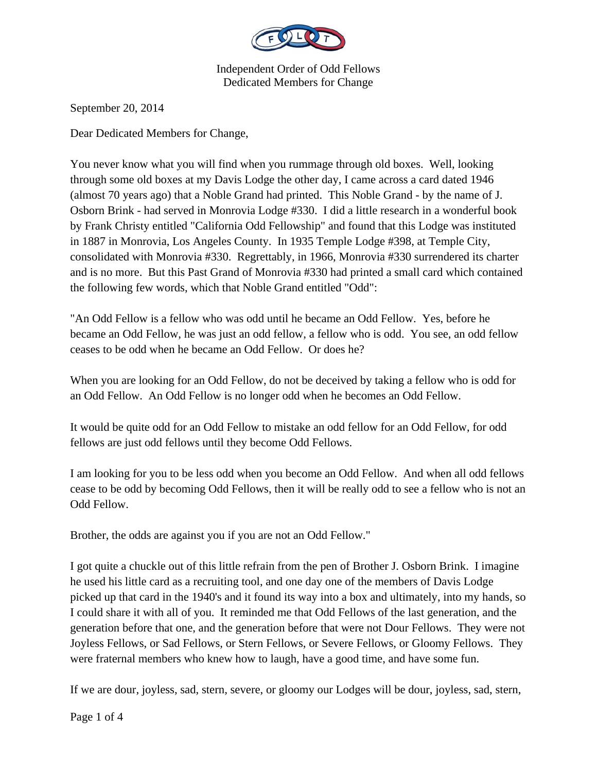Independent Order of Odd Fellows
Dedicated Members for Change

September 20, 2014

Dear Dedicated Members for Change,

You never know what you will find when you rummage through old boxes. Well, looking through some old boxes at my Davis Lodge the other day, I came across a card dated 1946 (almost 70 years ago) that a Noble Grand had printed. This Noble Grand - by the name of J. Osborn Brink - had served in Monrovia Lodge #330. I did a little research in a wonderful book by Frank Christy entitled "California Odd Fellowship" and found that this Lodge was instituted in 1887 in Monrovia, Los Angeles County. In 1935 Temple Lodge #398, at Temple City, consolidated with Monrovia #330. Regrettably, in 1966, Monrovia #330 surrendered its charter and is no more. But this Past Grand of Monrovia #330 had printed a small card which contained the following few words, which that Noble Grand entitled "Odd":

"An Odd Fellow is a fellow who was odd until he became an Odd Fellow. Yes, before he became an Odd Fellow, he was just an odd fellow, a fellow who is odd. You see, an odd fellow ceases to be odd when he became an Odd Fellow. Or does he?

When you are looking for an Odd Fellow, do not be deceived by taking a fellow who is odd for an Odd Fellow. An Odd Fellow is no longer odd when he becomes an Odd Fellow.

It would be quite odd for an Odd Fellow to mistake an odd fellow for an Odd Fellow, for odd fellows are just odd fellows until they become Odd Fellows.

I am looking for you to be less odd when you become an Odd Fellow. And when all odd fellows cease to be odd by becoming Odd Fellows, then it will be really odd to see a fellow who is not an Odd Fellow.

Brother, the odds are against you if you are not an Odd Fellow."

I got quite a chuckle out of this little refrain from the pen of Brother J. Osborn Brink. I imagine he used his little card as a recruiting tool, and one day one of the members of Davis Lodge picked up that card in the 1940's and it found its way into a box and ultimately, into my hands, so I could share it with all of you. It reminded me that Odd Fellows of the last generation, and the generation before that one, and the generation before that were not Dour Fellows. They were not Joyless Fellows, or Sad Fellows, or Stern Fellows, or Severe Fellows, or Gloomy Fellows. They were fraternal members who knew how to laugh, have a good time, and have some fun.

If we are dour, joyless, sad, stern, severe, or gloomy our Lodges will be dour, joyless, sad, stern,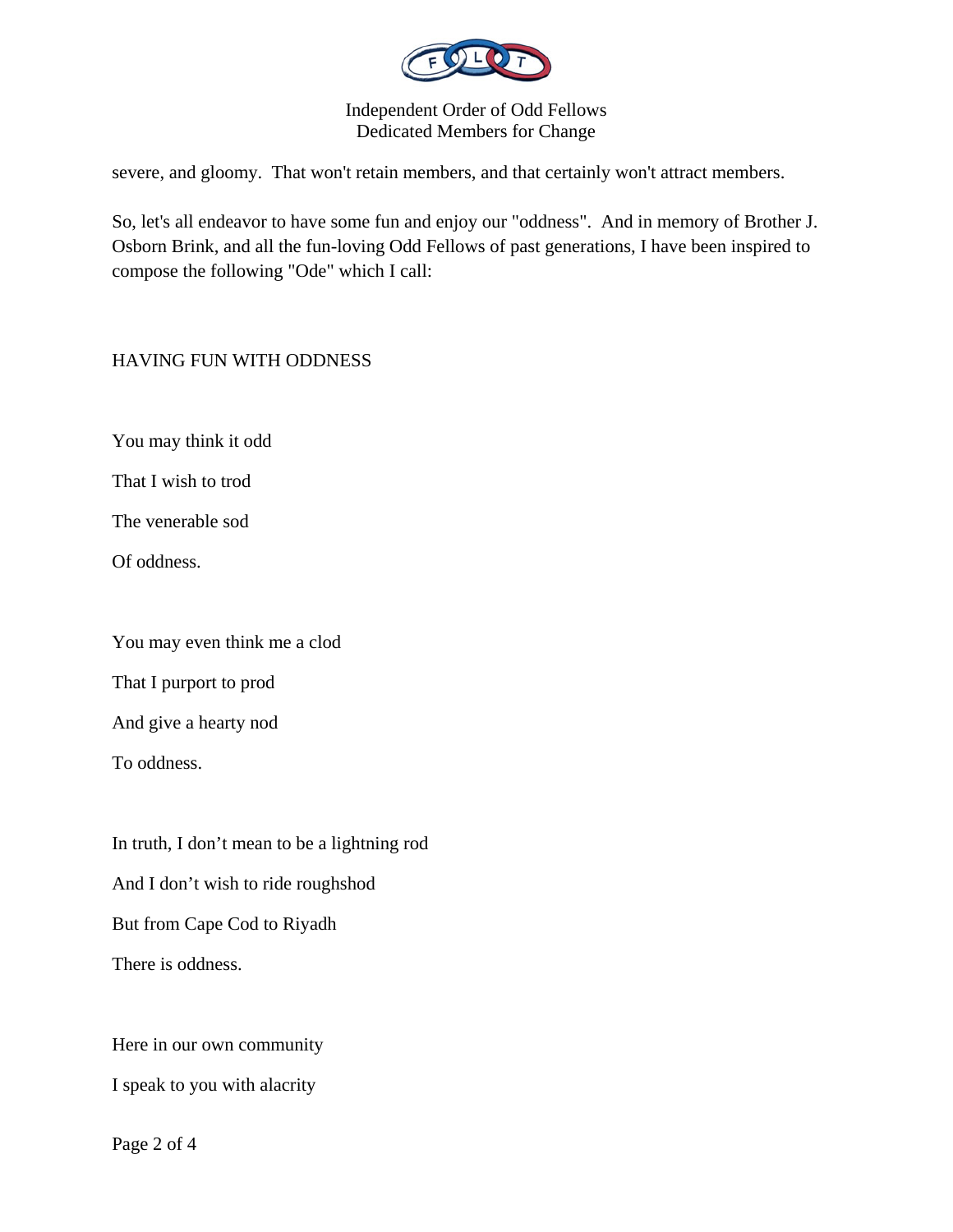severe, and gloomy. That won't retain members, and that certainly won't attract members.

So, let's all endeavor to have some fun and enjoy our "oddness". And in memory of Brother J. Osborn Brink, and all the fun-loving Odd Fellows of past generations, I have been inspired to compose the following "Ode" which I call:

HAVING FUN WITH ODDNESS

You may think it odd

That I wish to trod

The venerable sod

Of oddness.

You may even think me a clod

That I purport to prod

And give a hearty nod

To oddness.

In truth, I don't mean to be a lightning rod

And I don't wish to ride roughshod

But from Cape Cod to Riyadh

There is oddness.

Here in our own community

I speak to you with alacrity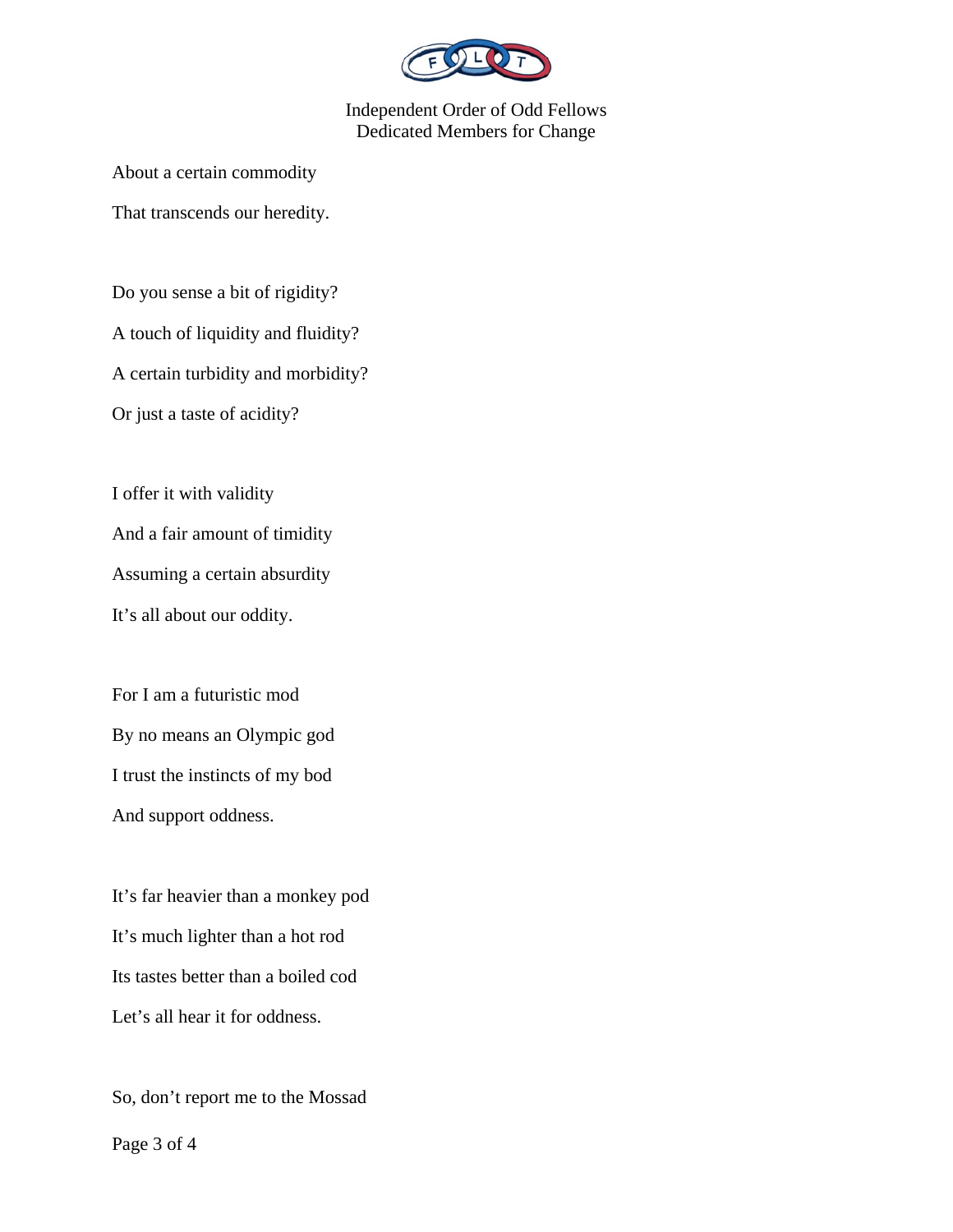About a certain commodity

That transcends our heredity.

Do you sense a bit of rigidity?

A touch of liquidity and fluidity?

A certain turbidity and morbidity?

Or just a taste of acidity?

I offer it with validity

And a fair amount of timidity

Assuming a certain absurdity

It's all about our oddity.

For I am a futuristic mod

By no means an Olympic god

I trust the instincts of my bod

And support oddness.

It's far heavier than a monkey pod

It's much lighter than a hot rod

Its tastes better than a boiled cod

Let's all hear it for oddness.

So, don't report me to the Mossad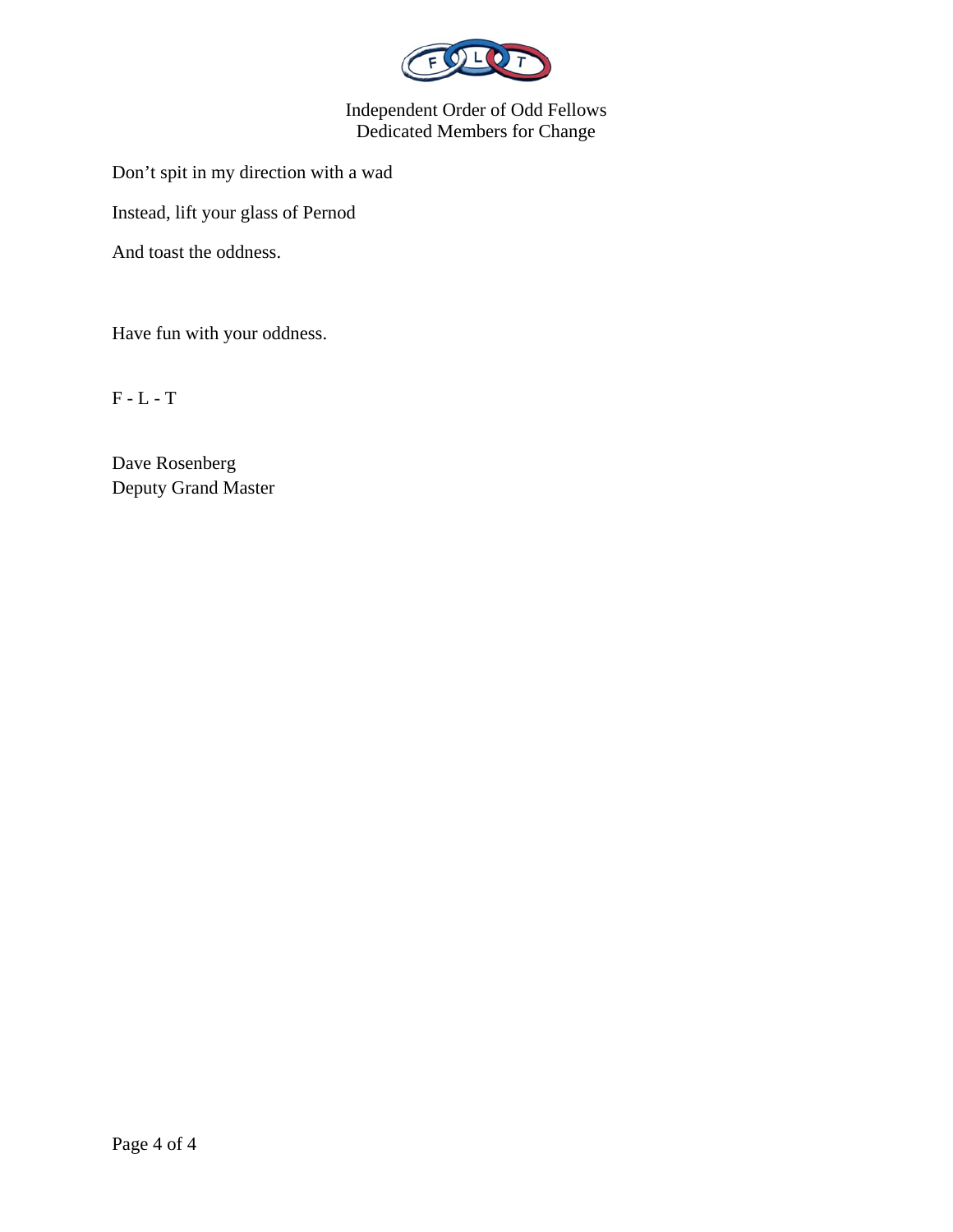Independent Order of Odd Fellows
Dedicated Members for Change

Don't spit in my direction with a wad

Instead, lift your glass of Pernod

And toast the oddness.

Have fun with your oddness.

F - L - T

Dave Rosenberg
Deputy Grand Master